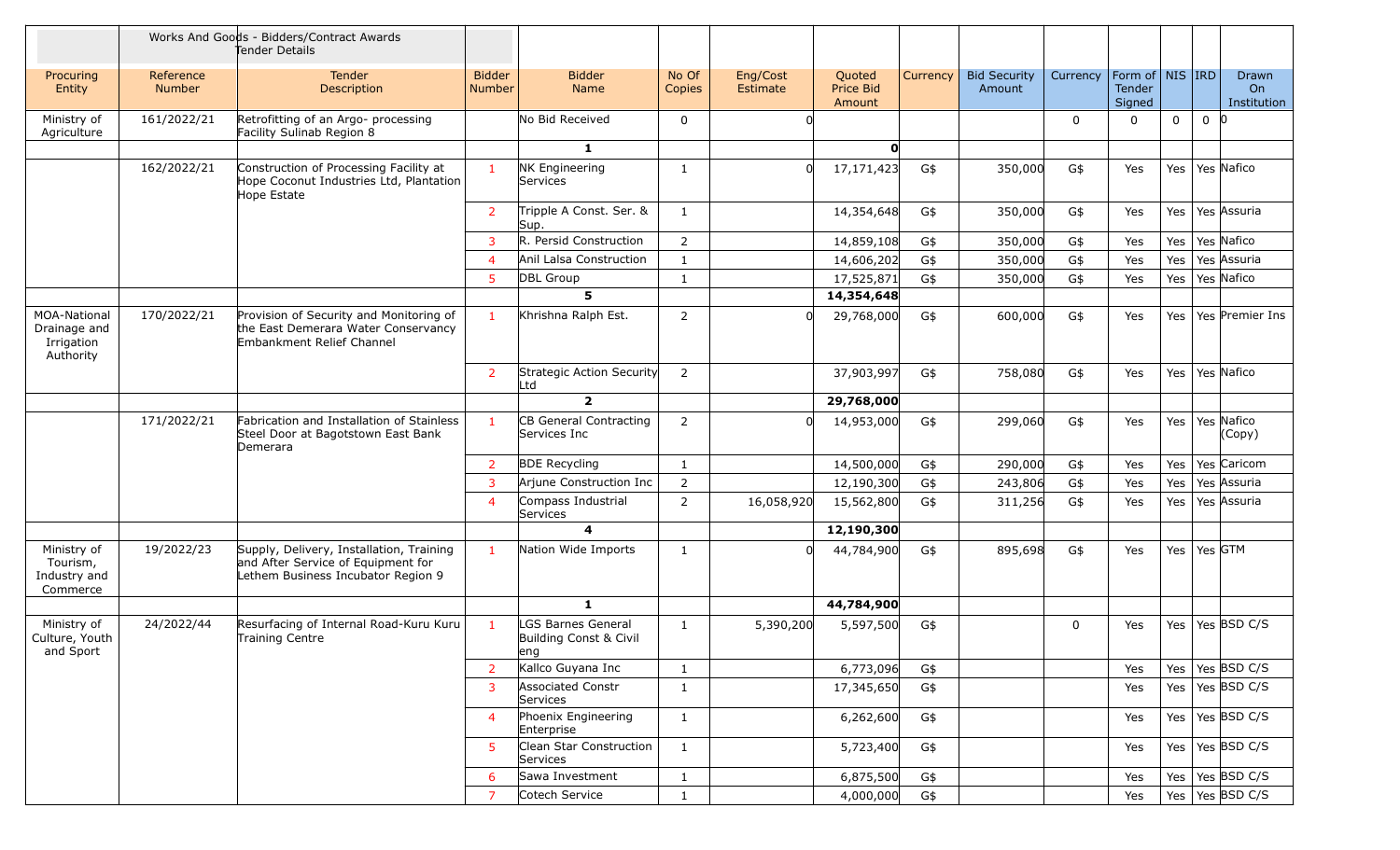| | Works And Goods - Bidders/Contract Awards Tender Details | | | | | | | | | | | | | | |
|---|---|---|---|---|---|---|---|---|---|---|---|---|---|---|---|
| Procuring Entity | Reference Number | Tender Description | Bidder Number | Bidder Name | No Of Copies | Eng/Cost Estimate | Quoted Price Bid Amount | Currency | Bid Security Amount | Currency | Form of Tender Signed | NIS | IRD | Drawn On Institution |
| Ministry of Agriculture | 161/2022/21 | Retrofitting of an Argo- processing Facility Sulinab Region 8 | | No Bid Received | 0 | 0 | | | | 0 | 0 | 0 | 0 | 0 |
| | | | | 1 | | | 0 | | | | | | | |
| | 162/2022/21 | Construction of Processing Facility at Hope Coconut Industries Ltd, Plantation Hope Estate | 1 | NK Engineering Services | 1 | 0 | 17,171,423 | G$ | 350,000 | G$ | Yes | Yes | Yes | Nafico |
| | | | 2 | Tripple A Const. Ser. & Sup. | 1 | | 14,354,648 | G$ | 350,000 | G$ | Yes | Yes | Yes | Assuria |
| | | | 3 | R. Persid Construction | 2 | | 14,859,108 | G$ | 350,000 | G$ | Yes | Yes | Yes | Nafico |
| | | | 4 | Anil Lalsa Construction | 1 | | 14,606,202 | G$ | 350,000 | G$ | Yes | Yes | Yes | Assuria |
| | | | 5 | DBL Group | 1 | | 17,525,871 | G$ | 350,000 | G$ | Yes | Yes | Yes | Nafico |
| | | | | 5 | | | 14,354,648 | | | | | | | |
| MOA-National Drainage and Irrigation Authority | 170/2022/21 | Provision of Security and Monitoring of the East Demerara Water Conservancy Embankment Relief Channel | 1 | Khrishna Ralph Est. | 2 | 0 | 29,768,000 | G$ | 600,000 | G$ | Yes | Yes | Yes | Premier Ins |
| | | | 2 | Strategic Action Security Ltd | 2 | | 37,903,997 | G$ | 758,080 | G$ | Yes | Yes | Yes | Nafico |
| | | | | 2 | | | 29,768,000 | | | | | | | |
| | 171/2022/21 | Fabrication and Installation of Stainless Steel Door at Bagotstown East Bank Demerara | 1 | CB General Contracting Services Inc | 2 | 0 | 14,953,000 | G$ | 299,060 | G$ | Yes | Yes | Yes | Nafico (Copy) |
| | | | 2 | BDE Recycling | 1 | | 14,500,000 | G$ | 290,000 | G$ | Yes | Yes | Yes | Caricom |
| | | | 3 | Arjune Construction Inc | 2 | | 12,190,300 | G$ | 243,806 | G$ | Yes | Yes | Yes | Assuria |
| | | | 4 | Compass Industrial Services | 2 | 16,058,920 | 15,562,800 | G$ | 311,256 | G$ | Yes | Yes | Yes | Assuria |
| | | | | 4 | | | 12,190,300 | | | | | | | |
| Ministry of Tourism, Industry and Commerce | 19/2022/23 | Supply, Delivery, Installation, Training and After Service of Equipment for Lethem Business Incubator Region 9 | 1 | Nation Wide Imports | 1 | 0 | 44,784,900 | G$ | 895,698 | G$ | Yes | Yes | Yes | GTM |
| | | | | 1 | | | 44,784,900 | | | | | | | |
| Ministry of Culture, Youth and Sport | 24/2022/44 | Resurfacing of Internal Road-Kuru Kuru Training Centre | 1 | LGS Barnes General Building Const & Civil eng | 1 | 5,390,200 | 5,597,500 | G$ | | 0 | Yes | Yes | Yes | BSD C/S |
| | | | 2 | Kallco Guyana Inc | 1 | | 6,773,096 | G$ | | | Yes | Yes | Yes | BSD C/S |
| | | | 3 | Associated Constr Services | 1 | | 17,345,650 | G$ | | | Yes | Yes | Yes | BSD C/S |
| | | | 4 | Phoenix Engineering Enterprise | 1 | | 6,262,600 | G$ | | | Yes | Yes | Yes | BSD C/S |
| | | | 5 | Clean Star Construction Services | 1 | | 5,723,400 | G$ | | | Yes | Yes | Yes | BSD C/S |
| | | | 6 | Sawa Investment | 1 | | 6,875,500 | G$ | | | Yes | Yes | Yes | BSD C/S |
| | | | 7 | Cotech Service | 1 | | 4,000,000 | G$ | | | Yes | Yes | Yes | BSD C/S |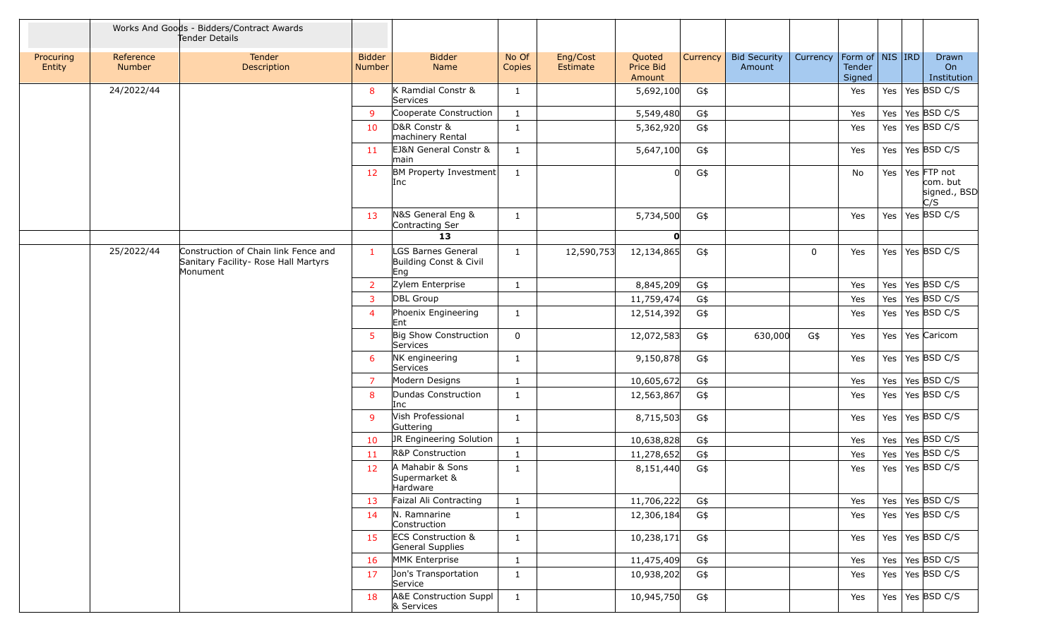| | Works And Goods - Bidders/Contract Awards Tender Details | | | | | | | | | | | | | |
|---|---|---|---|---|---|---|---|---|---|---|---|---|---|---|
| Procuring Entity | Reference Number | Tender Description | Bidder Number | Bidder Name | No Of Copies | Eng/Cost Estimate | Quoted Price Bid Amount | Currency | Bid Security Amount | Currency | Form of Tender Signed | NIS | IRD | Drawn On Institution |
| | 24/2022/44 | | 8 | K Ramdial Constr & Services | 1 | | 5,692,100 | G$ | | | Yes | Yes | Yes | BSD C/S |
| | | | 9 | Cooperate Construction | 1 | | 5,549,480 | G$ | | | Yes | Yes | Yes | BSD C/S |
| | | | 10 | D&R Constr & machinery Rental | 1 | | 5,362,920 | G$ | | | Yes | Yes | Yes | BSD C/S |
| | | | 11 | EJ&N General Constr & main | 1 | | 5,647,100 | G$ | | | Yes | Yes | Yes | BSD C/S |
| | | | 12 | BM Property Investment Inc | 1 | | 0 | G$ | | | No | Yes | Yes | FTP not com. but signed., BSD C/S |
| | | | 13 | N&S General Eng & Contracting Ser | 1 | | 5,734,500 | G$ | | | Yes | Yes | Yes | BSD C/S |
| | | | | **13** | | | **0** | | | | | | | |
| | 25/2022/44 | Construction of Chain link Fence and Sanitary Facility- Rose Hall Martyrs Monument | 1 | LGS Barnes General Building Const & Civil Eng | 1 | 12,590,753 | 12,134,865 | G$ | | 0 | Yes | Yes | Yes | BSD C/S |
| | | | 2 | Zylem Enterprise | 1 | | 8,845,209 | G$ | | | Yes | Yes | Yes | BSD C/S |
| | | | 3 | DBL Group | | | 11,759,474 | G$ | | | Yes | Yes | Yes | BSD C/S |
| | | | 4 | Phoenix Engineering Ent | 1 | | 12,514,392 | G$ | | | Yes | Yes | Yes | BSD C/S |
| | | | 5 | Big Show Construction Services | 0 | | 12,072,583 | G$ | 630,000 | G$ | Yes | Yes | Yes | Caricom |
| | | | 6 | NK engineering Services | 1 | | 9,150,878 | G$ | | | Yes | Yes | Yes | BSD C/S |
| | | | 7 | Modern Designs | 1 | | 10,605,672 | G$ | | | Yes | Yes | Yes | BSD C/S |
| | | | 8 | Dundas Construction Inc | 1 | | 12,563,867 | G$ | | | Yes | Yes | Yes | BSD C/S |
| | | | 9 | Vish Professional Guttering | 1 | | 8,715,503 | G$ | | | Yes | Yes | Yes | BSD C/S |
| | | | 10 | JR Engineering Solution | 1 | | 10,638,828 | G$ | | | Yes | Yes | Yes | BSD C/S |
| | | | 11 | R&P Construction | 1 | | 11,278,652 | G$ | | | Yes | Yes | Yes | BSD C/S |
| | | | 12 | A Mahabir & Sons Supermarket & Hardware | 1 | | 8,151,440 | G$ | | | Yes | Yes | Yes | BSD C/S |
| | | | 13 | Faizal Ali Contracting | 1 | | 11,706,222 | G$ | | | Yes | Yes | Yes | BSD C/S |
| | | | 14 | N. Ramnarine Construction | 1 | | 12,306,184 | G$ | | | Yes | Yes | Yes | BSD C/S |
| | | | 15 | ECS Construction & General Supplies | 1 | | 10,238,171 | G$ | | | Yes | Yes | Yes | BSD C/S |
| | | | 16 | MMK Enterprise | 1 | | 11,475,409 | G$ | | | Yes | Yes | Yes | BSD C/S |
| | | | 17 | Jon's Transportation Service | 1 | | 10,938,202 | G$ | | | Yes | Yes | Yes | BSD C/S |
| | | | 18 | A&E Construction Suppl & Services | 1 | | 10,945,750 | G$ | | | Yes | Yes | Yes | BSD C/S |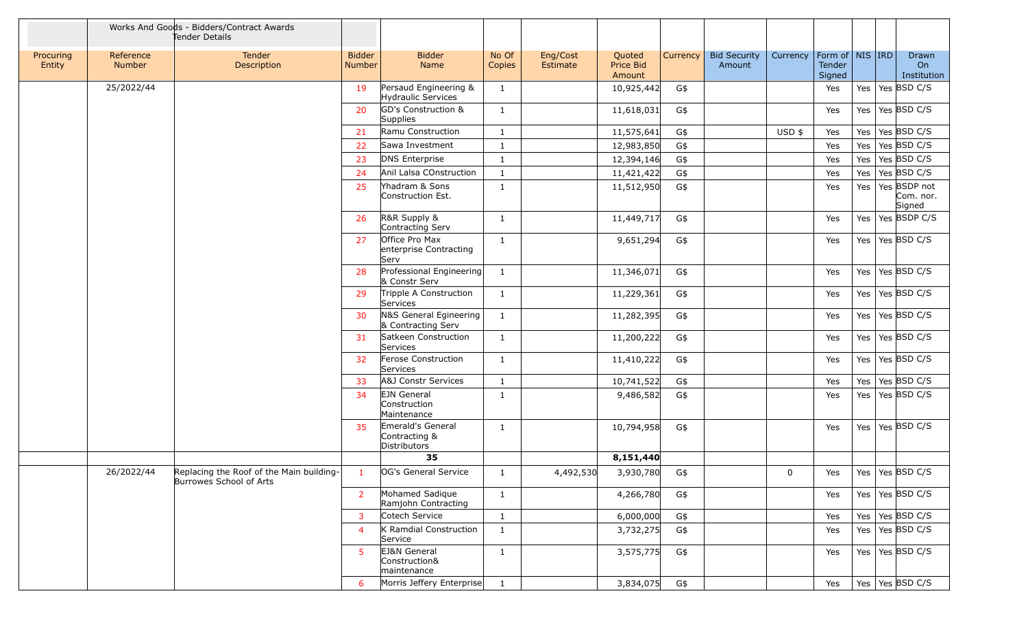| | Works And Goods - Bidders/Contract Awards Tender Details | | | | | | | | | | | | | |
|---|---|---|---|---|---|---|---|---|---|---|---|---|---|---|
| Procuring Entity | Reference Number | Tender Description | Bidder Number | Bidder Name | No Of Copies | Eng/Cost Estimate | Quoted Price Bid Amount | Currency | Bid Security Amount | Currency | Form of Tender Signed | NIS | IRD | Drawn On Institution |
| | 25/2022/44 | | 19 | Persaud Engineering & Hydraulic Services | 1 | | 10,925,442 | G$ | | | Yes | Yes | Yes | BSD C/S |
| | | | 20 | GD's Construction & Supplies | 1 | | 11,618,031 | G$ | | | Yes | Yes | Yes | BSD C/S |
| | | | 21 | Ramu Construction | 1 | | 11,575,641 | G$ | | USD $ | Yes | Yes | Yes | BSD C/S |
| | | | 22 | Sawa Investment | 1 | | 12,983,850 | G$ | | | Yes | Yes | Yes | BSD C/S |
| | | | 23 | DNS Enterprise | 1 | | 12,394,146 | G$ | | | Yes | Yes | Yes | BSD C/S |
| | | | 24 | Anil Lalsa COnstruction | 1 | | 11,421,422 | G$ | | | Yes | Yes | Yes | BSD C/S |
| | | | 25 | Yhadram & Sons Construction Est. | 1 | | 11,512,950 | G$ | | | Yes | Yes | Yes | BSDP not Com. nor. Signed |
| | | | 26 | R&R Supply & Contracting Serv | 1 | | 11,449,717 | G$ | | | Yes | Yes | Yes | BSDP C/S |
| | | | 27 | Office Pro Max enterprise Contracting Serv | 1 | | 9,651,294 | G$ | | | Yes | Yes | Yes | BSD C/S |
| | | | 28 | Professional Engineering & Constr Serv | 1 | | 11,346,071 | G$ | | | Yes | Yes | Yes | BSD C/S |
| | | | 29 | Tripple A Construction Services | 1 | | 11,229,361 | G$ | | | Yes | Yes | Yes | BSD C/S |
| | | | 30 | N&S General Egineering & Contracting Serv | 1 | | 11,282,395 | G$ | | | Yes | Yes | Yes | BSD C/S |
| | | | 31 | Satkeen Construction Services | 1 | | 11,200,222 | G$ | | | Yes | Yes | Yes | BSD C/S |
| | | | 32 | Ferose Construction Services | 1 | | 11,410,222 | G$ | | | Yes | Yes | Yes | BSD C/S |
| | | | 33 | A&J Constr Services | 1 | | 10,741,522 | G$ | | | Yes | Yes | Yes | BSD C/S |
| | | | 34 | EJN General Construction Maintenance | 1 | | 9,486,582 | G$ | | | Yes | Yes | Yes | BSD C/S |
| | | | 35 | Emerald's General Contracting & Distributors | 1 | | 10,794,958 | G$ | | | Yes | Yes | Yes | BSD C/S |
| | | | | **35** | | | **8,151,440** | | | | | | | |
| | 26/2022/44 | Replacing the Roof of the Main building-Burrowes School of Arts | 1 | OG's General Service | 1 | 4,492,530 | 3,930,780 | G$ | | 0 | Yes | Yes | Yes | BSD C/S |
| | | | 2 | Mohamed Sadique Ramjohn Contracting | 1 | | 4,266,780 | G$ | | | Yes | Yes | Yes | BSD C/S |
| | | | 3 | Cotech Service | 1 | | 6,000,000 | G$ | | | Yes | Yes | Yes | BSD C/S |
| | | | 4 | K Ramdial Construction Service | 1 | | 3,732,275 | G$ | | | Yes | Yes | Yes | BSD C/S |
| | | | 5 | EJ&N General Construction& maintenance | 1 | | 3,575,775 | G$ | | | Yes | Yes | Yes | BSD C/S |
| | | | 6 | Morris Jeffery Enterprise | 1 | | 3,834,075 | G$ | | | Yes | Yes | Yes | BSD C/S |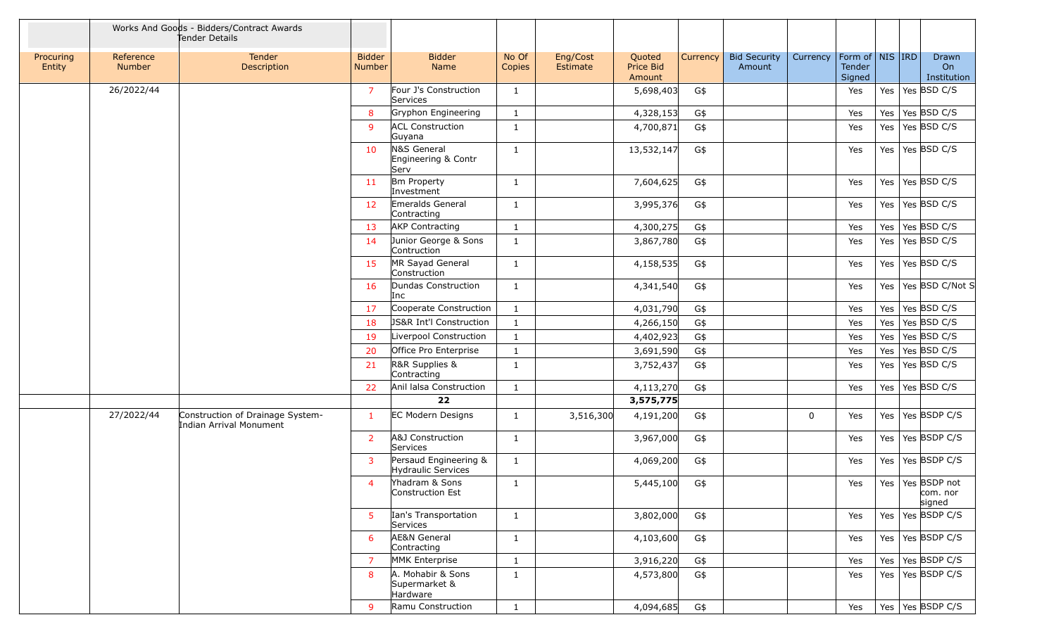| | Works And Goods - Bidders/Contract Awards Tender Details | | | | | | | | | | | | | |
|---|---|---|---|---|---|---|---|---|---|---|---|---|---|---|
| Procuring Entity | Reference Number | Tender Description | Bidder Number | Bidder Name | No Of Copies | Eng/Cost Estimate | Quoted Price Bid Amount | Currency | Bid Security Amount | Currency | Form of Tender Signed | NIS | IRD | Drawn On Institution |
| | 26/2022/44 | | 7 | Four J's Construction Services | 1 | | 5,698,403 | G$ | | | Yes | Yes | Yes | BSD C/S |
| | | | 8 | Gryphon Engineering | 1 | | 4,328,153 | G$ | | | Yes | Yes | Yes | BSD C/S |
| | | | 9 | ACL Construction Guyana | 1 | | 4,700,871 | G$ | | | Yes | Yes | Yes | BSD C/S |
| | | | 10 | N&S General Engineering & Contr Serv | 1 | | 13,532,147 | G$ | | | Yes | Yes | Yes | BSD C/S |
| | | | 11 | Bm Property Investment | 1 | | 7,604,625 | G$ | | | Yes | Yes | Yes | BSD C/S |
| | | | 12 | Emeralds General Contracting | 1 | | 3,995,376 | G$ | | | Yes | Yes | Yes | BSD C/S |
| | | | 13 | AKP Contracting | 1 | | 4,300,275 | G$ | | | Yes | Yes | Yes | BSD C/S |
| | | | 14 | Junior George & Sons Contruction | 1 | | 3,867,780 | G$ | | | Yes | Yes | Yes | BSD C/S |
| | | | 15 | MR Sayad General Construction | 1 | | 4,158,535 | G$ | | | Yes | Yes | Yes | BSD C/S |
| | | | 16 | Dundas Construction Inc | 1 | | 4,341,540 | G$ | | | Yes | Yes | Yes | BSD C/Not S |
| | | | 17 | Cooperate Construction | 1 | | 4,031,790 | G$ | | | Yes | Yes | Yes | BSD C/S |
| | | | 18 | JS&R Int'l Construction | 1 | | 4,266,150 | G$ | | | Yes | Yes | Yes | BSD C/S |
| | | | 19 | Liverpool Construction | 1 | | 4,402,923 | G$ | | | Yes | Yes | Yes | BSD C/S |
| | | | 20 | Office Pro Enterprise | 1 | | 3,691,590 | G$ | | | Yes | Yes | Yes | BSD C/S |
| | | | 21 | R&R Supplies & Contracting | 1 | | 3,752,437 | G$ | | | Yes | Yes | Yes | BSD C/S |
| | | | 22 | Anil Ialsa Construction | 1 | | 4,113,270 | G$ | | | Yes | Yes | Yes | BSD C/S |
| | | | **22** | | | | **3,575,775** | | | | | | | |
| | 27/2022/44 | Construction of Drainage System-Indian Arrival Monument | 1 | EC Modern Designs | 1 | 3,516,300 | 4,191,200 | G$ | | 0 | Yes | Yes | Yes | BSDP C/S |
| | | | 2 | A&J Construction Services | 1 | | 3,967,000 | G$ | | | Yes | Yes | Yes | BSDP C/S |
| | | | 3 | Persaud Engineering & Hydraulic Services | 1 | | 4,069,200 | G$ | | | Yes | Yes | Yes | BSDP C/S |
| | | | 4 | Yhadram & Sons Construction Est | 1 | | 5,445,100 | G$ | | | Yes | Yes | Yes | BSDP not com. nor signed |
| | | | 5 | Ian's Transportation Services | 1 | | 3,802,000 | G$ | | | Yes | Yes | Yes | BSDP C/S |
| | | | 6 | AE&N General Contracting | 1 | | 4,103,600 | G$ | | | Yes | Yes | Yes | BSDP C/S |
| | | | 7 | MMK Enterprise | 1 | | 3,916,220 | G$ | | | Yes | Yes | Yes | BSDP C/S |
| | | | 8 | A. Mohabir & Sons Supermarket & Hardware | 1 | | 4,573,800 | G$ | | | Yes | Yes | Yes | BSDP C/S |
| | | | 9 | Ramu Construction | 1 | | 4,094,685 | G$ | | | Yes | Yes | Yes | BSDP C/S |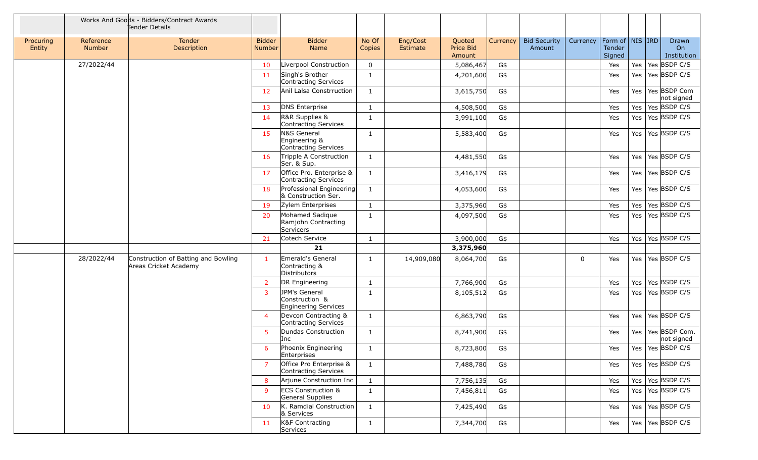| | Works And Goods - Bidders/Contract Awards Tender Details | | | | | | | | | | | | | |
|---|---|---|---|---|---|---|---|---|---|---|---|---|---|---|
| Procuring Entity | Reference Number | Tender Description | Bidder Number | Bidder Name | No Of Copies | Eng/Cost Estimate | Quoted Price Bid Amount | Currency | Bid Security Amount | Currency | Form of Tender Signed | NIS | IRD | Drawn On Institution |
| | 27/2022/44 | | 10 | Liverpool Construction | 0 | | 5,086,467 | G$ | | | Yes | Yes | Yes | BSDP C/S |
| | | | 11 | Singh's Brother Contracting Services | 1 | | 4,201,600 | G$ | | | Yes | Yes | Yes | BSDP C/S |
| | | | 12 | Anil Lalsa Constrruction | 1 | | 3,615,750 | G$ | | | Yes | Yes | Yes | BSDP Com not signed |
| | | | 13 | DNS Enterprise | 1 | | 4,508,500 | G$ | | | Yes | Yes | Yes | BSDP C/S |
| | | | 14 | R&R Supplies & Contracting Services | 1 | | 3,991,100 | G$ | | | Yes | Yes | Yes | BSDP C/S |
| | | | 15 | N&S General Engineering & Contracting Services | 1 | | 5,583,400 | G$ | | | Yes | Yes | Yes | BSDP C/S |
| | | | 16 | Tripple A Construction Ser. & Sup. | 1 | | 4,481,550 | G$ | | | Yes | Yes | Yes | BSDP C/S |
| | | | 17 | Office Pro. Enterprise & Contracting Services | 1 | | 3,416,179 | G$ | | | Yes | Yes | Yes | BSDP C/S |
| | | | 18 | Professional Engineering & Construction Ser. | 1 | | 4,053,600 | G$ | | | Yes | Yes | Yes | BSDP C/S |
| | | | 19 | Zylem Enterprises | 1 | | 3,375,960 | G$ | | | Yes | Yes | Yes | BSDP C/S |
| | | | 20 | Mohamed Sadique Ramjohn Contracting Servicers | 1 | | 4,097,500 | G$ | | | Yes | Yes | Yes | BSDP C/S |
| | | | 21 | Cotech Service | 1 | | 3,900,000 | G$ | | | Yes | Yes | Yes | BSDP C/S |
| | | | | **21** | | | **3,375,960** | | | | | | | |
| | 28/2022/44 | Construction of Batting and Bowling Areas Cricket Academy | 1 | Emerald's General Contracting & Distributors | 1 | 14,909,080 | 8,064,700 | G$ | | 0 | Yes | Yes | Yes | BSDP C/S |
| | | | 2 | DR Engineering | 1 | | 7,766,900 | G$ | | | Yes | Yes | Yes | BSDP C/S |
| | | | 3 | JPM's General Construction & Engineering Services | 1 | | 8,105,512 | G$ | | | Yes | Yes | Yes | BSDP C/S |
| | | | 4 | Devcon Contracting & Contracting Services | 1 | | 6,863,790 | G$ | | | Yes | Yes | Yes | BSDP C/S |
| | | | 5 | Dundas Construction Inc | 1 | | 8,741,900 | G$ | | | Yes | Yes | Yes | BSDP Com. not signed |
| | | | 6 | Phoenix Engineering Enterprises | 1 | | 8,723,800 | G$ | | | Yes | Yes | Yes | BSDP C/S |
| | | | 7 | Office Pro Enterprise & Contracting Services | 1 | | 7,488,780 | G$ | | | Yes | Yes | Yes | BSDP C/S |
| | | | 8 | Arjune Construction Inc | 1 | | 7,756,135 | G$ | | | Yes | Yes | Yes | BSDP C/S |
| | | | 9 | ECS Construction & General Supplies | 1 | | 7,456,811 | G$ | | | Yes | Yes | Yes | BSDP C/S |
| | | | 10 | K. Ramdial Construction & Services | 1 | | 7,425,490 | G$ | | | Yes | Yes | Yes | BSDP C/S |
| | | | 11 | K&F Contracting Services | 1 | | 7,344,700 | G$ | | | Yes | Yes | Yes | BSDP C/S |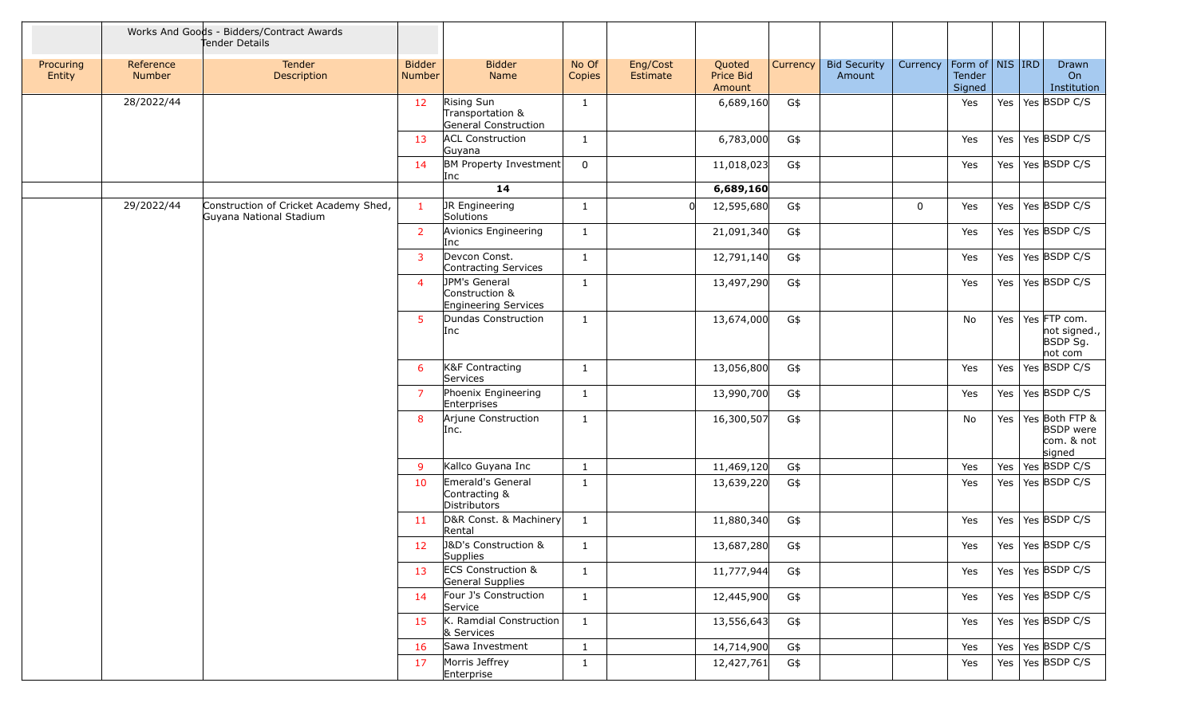| Procuring Entity | Reference Number | Tender Description | Bidder Number | Bidder Name | No Of Copies | Eng/Cost Estimate | Quoted Price Bid Amount | Currency | Bid Security Amount | Currency | Form of Tender Signed | NIS | IRD | Drawn On Institution |
|---|---|---|---|---|---|---|---|---|---|---|---|---|---|---|
| | 28/2022/44 | | 12 | Rising Sun Transportation & General Construction | 1 | | 6,689,160 | G$ | | | Yes | Yes | Yes | BSDP C/S |
| | | | 13 | ACL Construction Guyana | 1 | | 6,783,000 | G$ | | | Yes | Yes | Yes | BSDP C/S |
| | | | 14 | BM Property Investment Inc | 0 | | 11,018,023 | G$ | | | Yes | Yes | Yes | BSDP C/S |
| | | | | **14** | | | **6,689,160** | | | | | | | |
| | 29/2022/44 | Construction of Cricket Academy Shed, Guyana National Stadium | 1 | JR Engineering Solutions | 1 | 0 | 12,595,680 | G$ | | 0 | Yes | Yes | Yes | BSDP C/S |
| | | | 2 | Avionics Engineering Inc | 1 | | 21,091,340 | G$ | | | Yes | Yes | Yes | BSDP C/S |
| | | | 3 | Devcon Const. Contracting Services | 1 | | 12,791,140 | G$ | | | Yes | Yes | Yes | BSDP C/S |
| | | | 4 | JPM's General Construction & Engineering Services | 1 | | 13,497,290 | G$ | | | Yes | Yes | Yes | BSDP C/S |
| | | | 5 | Dundas Construction Inc | 1 | | 13,674,000 | G$ | | | No | Yes | Yes | FTP com. not signed., BSDP Sg. not com |
| | | | 6 | K&F Contracting Services | 1 | | 13,056,800 | G$ | | | Yes | Yes | Yes | BSDP C/S |
| | | | 7 | Phoenix Engineering Enterprises | 1 | | 13,990,700 | G$ | | | Yes | Yes | Yes | BSDP C/S |
| | | | 8 | Arjune Construction Inc. | 1 | | 16,300,507 | G$ | | | No | Yes | Yes | Both FTP & BSDP were com. & not signed |
| | | | 9 | Kallco Guyana Inc | 1 | | 11,469,120 | G$ | | | Yes | Yes | Yes | BSDP C/S |
| | | | 10 | Emerald's General Contracting & Distributors | 1 | | 13,639,220 | G$ | | | Yes | Yes | Yes | BSDP C/S |
| | | | 11 | D&R Const. & Machinery Rental | 1 | | 11,880,340 | G$ | | | Yes | Yes | Yes | BSDP C/S |
| | | | 12 | J&D's Construction & Supplies | 1 | | 13,687,280 | G$ | | | Yes | Yes | Yes | BSDP C/S |
| | | | 13 | ECS Construction & General Supplies | 1 | | 11,777,944 | G$ | | | Yes | Yes | Yes | BSDP C/S |
| | | | 14 | Four J's Construction Service | 1 | | 12,445,900 | G$ | | | Yes | Yes | Yes | BSDP C/S |
| | | | 15 | K. Ramdial Construction & Services | 1 | | 13,556,643 | G$ | | | Yes | Yes | Yes | BSDP C/S |
| | | | 16 | Sawa Investment | 1 | | 14,714,900 | G$ | | | Yes | Yes | Yes | BSDP C/S |
| | | | 17 | Morris Jeffrey Enterprise | 1 | | 12,427,761 | G$ | | | Yes | Yes | Yes | BSDP C/S |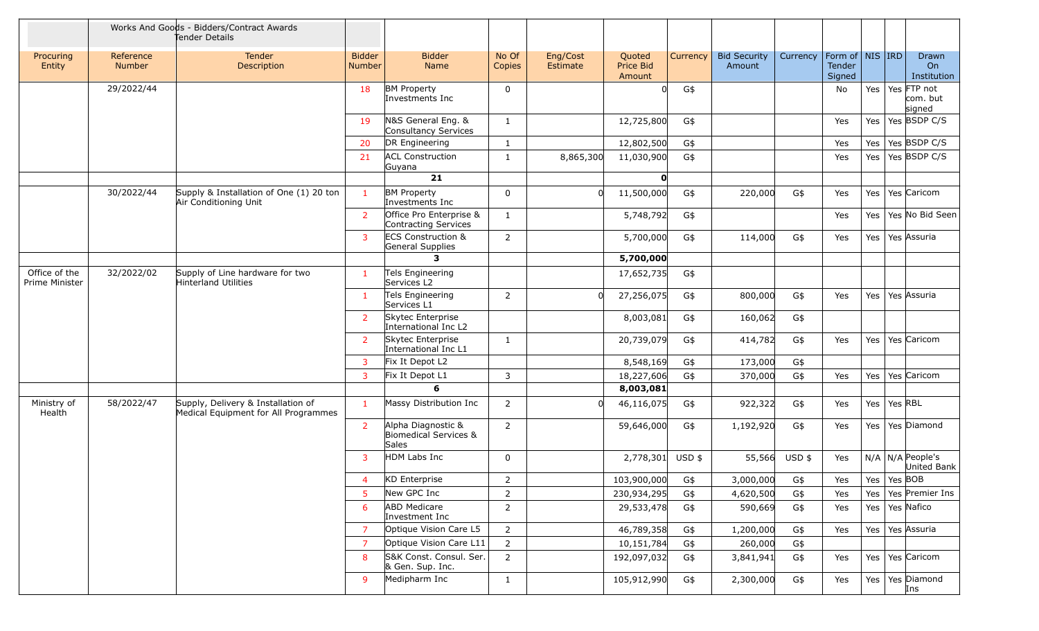| | Works And Goods - Bidders/Contract Awards Tender Details | | | | | | | | | | | | | |
|---|---|---|---|---|---|---|---|---|---|---|---|---|---|---|
| Procuring Entity | Reference Number | Tender Description | Bidder Number | Bidder Name | No Of Copies | Eng/Cost Estimate | Quoted Price Bid Amount | Currency | Bid Security Amount | Currency | Form of Tender Signed | NIS | IRD | Drawn On Institution |
| | 29/2022/44 | | 18 | BM Property Investments Inc | 0 | | 0 | G$ | | | No | Yes | Yes | FTP not com. but signed |
| | | | 19 | N&S General Eng. & Consultancy Services | 1 | | 12,725,800 | G$ | | | Yes | Yes | Yes | BSDP C/S |
| | | | 20 | DR Engineering | 1 | | 12,802,500 | G$ | | | Yes | Yes | Yes | BSDP C/S |
| | | | 21 | ACL Construction Guyana | 1 | 8,865,300 | 11,030,900 | G$ | | | Yes | Yes | Yes | BSDP C/S |
| | | | | **21** | | | **0** | | | | | | | |
| | 30/2022/44 | Supply & Installation of One (1) 20 ton Air Conditioning Unit | 1 | BM Property Investments Inc | 0 | 0 | 11,500,000 | G$ | 220,000 | G$ | Yes | Yes | Yes | Caricom |
| | | | 2 | Office Pro Enterprise & Contracting Services | 1 | | 5,748,792 | G$ | | | Yes | Yes | Yes | No Bid Seen |
| | | | 3 | ECS Construction & General Supplies | 2 | | 5,700,000 | G$ | 114,000 | G$ | Yes | Yes | Yes | Assuria |
| | | | | **3** | | | **5,700,000** | | | | | | | |
| Office of the Prime Minister | 32/2022/02 | Supply of Line hardware for two Hinterland Utilities | 1 | Tels Engineering Services L2 | | | 17,652,735 | G$ | | | | | | |
| | | | 1 | Tels Engineering Services L1 | 2 | 0 | 27,256,075 | G$ | 800,000 | G$ | Yes | Yes | Yes | Assuria |
| | | | 2 | Skytec Enterprise International Inc L2 | | | 8,003,081 | G$ | 160,062 | G$ | | | | |
| | | | 2 | Skytec Enterprise International Inc L1 | 1 | | 20,739,079 | G$ | 414,782 | G$ | Yes | Yes | Yes | Caricom |
| | | | 3 | Fix It Depot L2 | | | 8,548,169 | G$ | 173,000 | G$ | | | | |
| | | | 3 | Fix It Depot L1 | 3 | | 18,227,606 | G$ | 370,000 | G$ | Yes | Yes | Yes | Caricom |
| | | | | **6** | | | **8,003,081** | | | | | | | |
| Ministry of Health | 58/2022/47 | Supply, Delivery & Installation of Medical Equipment for All Programmes | 1 | Massy Distribution Inc | 2 | 0 | 46,116,075 | G$ | 922,322 | G$ | Yes | Yes | Yes | RBL |
| | | | 2 | Alpha Diagnostic & Biomedical Services & Sales | 2 | | 59,646,000 | G$ | 1,192,920 | G$ | Yes | Yes | Yes | Diamond |
| | | | 3 | HDM Labs Inc | 0 | | 2,778,301 | USD $ | 55,566 | USD $ | Yes | N/A | N/A | People's United Bank |
| | | | 4 | KD Enterprise | 2 | | 103,900,000 | G$ | 3,000,000 | G$ | Yes | Yes | Yes | BOB |
| | | | 5 | New GPC Inc | 2 | | 230,934,295 | G$ | 4,620,500 | G$ | Yes | Yes | Yes | Premier Ins |
| | | | 6 | ABD Medicare Investment Inc | 2 | | 29,533,478 | G$ | 590,669 | G$ | Yes | Yes | Yes | Nafico |
| | | | 7 | Optique Vision Care L5 | 2 | | 46,789,358 | G$ | 1,200,000 | G$ | Yes | Yes | Yes | Assuria |
| | | | 7 | Optique Vision Care L11 | 2 | | 10,151,784 | G$ | 260,000 | G$ | | | | |
| | | | 8 | S&K Const. Consul. Ser. & Gen. Sup. Inc. | 2 | | 192,097,032 | G$ | 3,841,941 | G$ | Yes | Yes | Yes | Caricom |
| | | | 9 | Medipharm Inc | 1 | | 105,912,990 | G$ | 2,300,000 | G$ | Yes | Yes | Yes | Diamond Ins |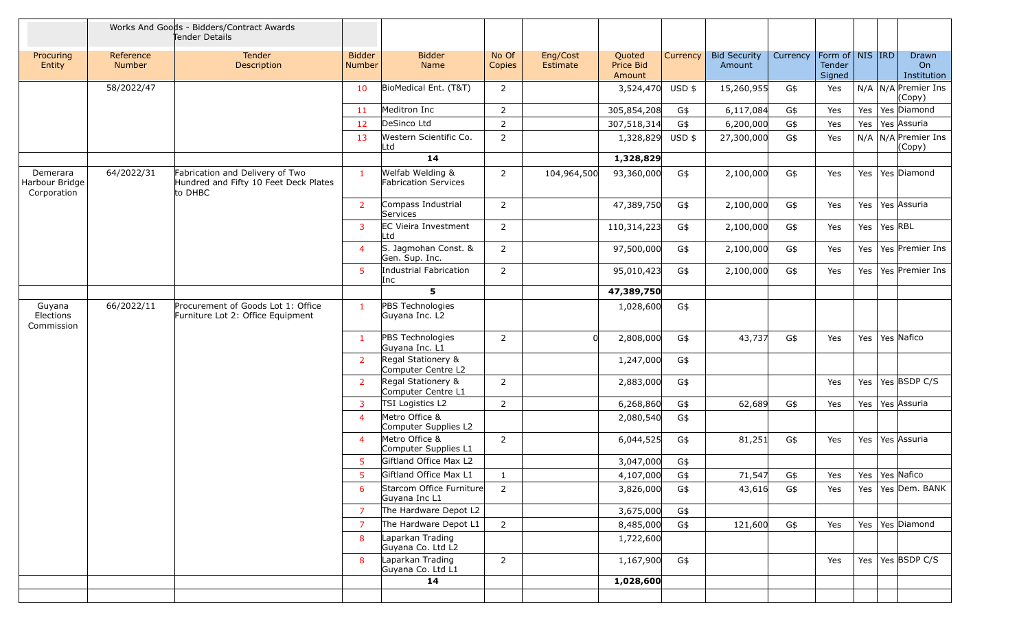| | Works And Goods - Bidders/Contract Awards Tender Details | | | | | | | | | | | | | |
|---|---|---|---|---|---|---|---|---|---|---|---|---|---|---|
| Procuring Entity | Reference Number | Tender Description | Bidder Number | Bidder Name | No Of Copies | Eng/Cost Estimate | Quoted Price Bid Amount | Currency | Bid Security Amount | Currency | Form of Tender Signed | NIS | IRD | Drawn On Institution |
| | 58/2022/47 | | 10 | BioMedical Ent. (T&T) | 2 | | 3,524,470 | USD $ | 15,260,955 | G$ | Yes | N/A | N/A | Premier Ins (Copy) |
| | | | 11 | Meditron Inc | 2 | | 305,854,208 | G$ | 6,117,084 | G$ | Yes | Yes | Yes | Diamond |
| | | | 12 | DeSinco Ltd | 2 | | 307,518,314 | G$ | 6,200,000 | G$ | Yes | Yes | Yes | Assuria |
| | | | 13 | Western Scientific Co. Ltd | 2 | | 1,328,829 | USD $ | 27,300,000 | G$ | Yes | N/A | N/A | Premier Ins (Copy) |
| | | | | **14** | | | **1,328,829** | | | | | | | |
| Demerara Harbour Bridge Corporation | 64/2022/31 | Fabrication and Delivery of Two Hundred and Fifty 10 Feet Deck Plates to DHBC | 1 | Welfab Welding & Fabrication Services | 2 | 104,964,500 | 93,360,000 | G$ | 2,100,000 | G$ | Yes | Yes | Yes | Diamond |
| | | | 2 | Compass Industrial Services | 2 | | 47,389,750 | G$ | 2,100,000 | G$ | Yes | Yes | Yes | Assuria |
| | | | 3 | EC Vieira Investment Ltd | 2 | | 110,314,223 | G$ | 2,100,000 | G$ | Yes | Yes | Yes | RBL |
| | | | 4 | S. Jagmohan Const. & Gen. Sup. Inc. | 2 | | 97,500,000 | G$ | 2,100,000 | G$ | Yes | Yes | Yes | Premier Ins |
| | | | 5 | Industrial Fabrication Inc | 2 | | 95,010,423 | G$ | 2,100,000 | G$ | Yes | Yes | Yes | Premier Ins |
| | | | | **5** | | | **47,389,750** | | | | | | | |
| Guyana Elections Commission | 66/2022/11 | Procurement of Goods Lot 1: Office Furniture Lot 2: Office Equipment | 1 | PBS Technologies Guyana Inc. L2 | | | 1,028,600 | G$ | | | | | | |
| | | | 1 | PBS Technologies Guyana Inc. L1 | 2 | 0 | 2,808,000 | G$ | 43,737 | G$ | Yes | Yes | Yes | Nafico |
| | | | 2 | Regal Stationery & Computer Centre L2 | | | 1,247,000 | G$ | | | | | | |
| | | | 2 | Regal Stationery & Computer Centre L1 | 2 | | 2,883,000 | G$ | | | Yes | Yes | Yes | BSDP C/S |
| | | | 3 | TSI Logistics L2 | 2 | | 6,268,860 | G$ | 62,689 | G$ | Yes | Yes | Yes | Assuria |
| | | | 4 | Metro Office & Computer Supplies L2 | | | 2,080,540 | G$ | | | | | | |
| | | | 4 | Metro Office & Computer Supplies L1 | 2 | | 6,044,525 | G$ | 81,251 | G$ | Yes | Yes | Yes | Assuria |
| | | | 5 | Giftland Office Max L2 | | | 3,047,000 | G$ | | | | | | |
| | | | 5 | Giftland Office Max L1 | 1 | | 4,107,000 | G$ | 71,547 | G$ | Yes | Yes | Yes | Nafico |
| | | | 6 | Starcom Office Furniture Guyana Inc L1 | 2 | | 3,826,000 | G$ | 43,616 | G$ | Yes | Yes | Yes | Dem. BANK |
| | | | 7 | The Hardware Depot L2 | | | 3,675,000 | G$ | | | | | | |
| | | | 7 | The Hardware Depot L1 | 2 | | 8,485,000 | G$ | 121,600 | G$ | Yes | Yes | Yes | Diamond |
| | | | 8 | Laparkan Trading Guyana Co. Ltd L2 | | | 1,722,600 | | | | | | | |
| | | | 8 | Laparkan Trading Guyana Co. Ltd L1 | 2 | | 1,167,900 | G$ | | | Yes | Yes | Yes | BSDP C/S |
| | | | | **14** | | | **1,028,600** | | | | | | | |